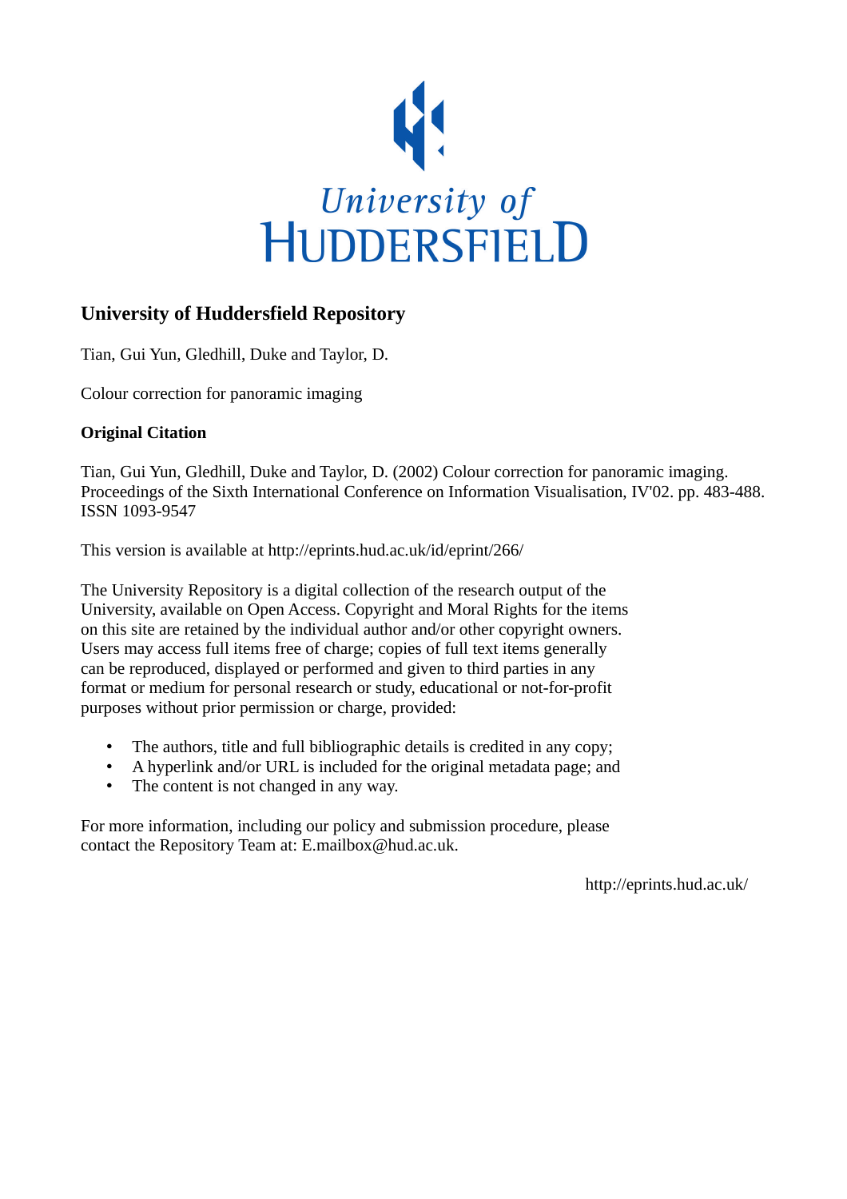University of Huddersfield

# University of Huddersfield Repository

Tian, Gui Yun, Gledhill, Duke and Taylor, D.

Colour correction for panoramic imaging

## Original Citation

Tian, Gui Yun, Gledhill, Duke and Taylor, D. (2002) Colour correction for panoramic imaging. Proceedings of the Sixth International Conference on Information Visualisation, IV'02. pp. 483-488. ISSN 1093-9547

This version is available at http://eprints.hud.ac.uk/id/eprint/266/

The University Repository is a digital collection of the research output of the University, available on Open Access. Copyright and Moral Rights for the items on this site are retained by the individual author and/or other copyright owners. Users may access full items free of charge; copies of full text items generally can be reproduced, displayed or performed and given to third parties in any format or medium for personal research or study, educational or not-for-profit purposes without prior permission or charge, provided:

- The authors, title and full bibliographic details is credited in any copy;
- A hyperlink and/or URL is included for the original metadata page; and
- The content is not changed in any way.

For more information, including our policy and submission procedure, please contact the Repository Team at: E.mailbox@hud.ac.uk.

http://eprints.hud.ac.uk/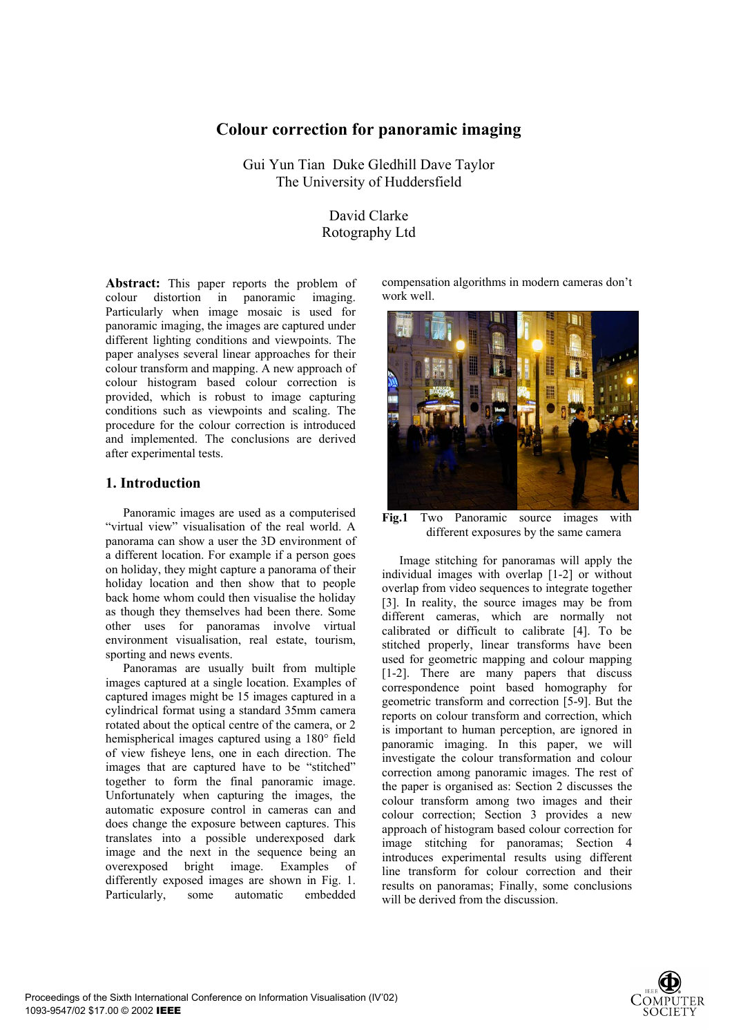# Colour correction for panoramic imaging

Gui Yun Tian  Duke Gledhill Dave Taylor
The University of Huddersfield

David Clarke
Rotography Ltd

**Abstract:** This paper reports the problem of colour distortion in panoramic imaging. Particularly when image mosaic is used for panoramic imaging, the images are captured under different lighting conditions and viewpoints. The paper analyses several linear approaches for their colour transform and mapping. A new approach of colour histogram based colour correction is provided, which is robust to image capturing conditions such as viewpoints and scaling. The procedure for the colour correction is introduced and implemented. The conclusions are derived after experimental tests.

## 1. Introduction

Panoramic images are used as a computerised "virtual view" visualisation of the real world. A panorama can show a user the 3D environment of a different location. For example if a person goes on holiday, they might capture a panorama of their holiday location and then show that to people back home whom could then visualise the holiday as though they themselves had been there. Some other uses for panoramas involve virtual environment visualisation, real estate, tourism, sporting and news events.

Panoramas are usually built from multiple images captured at a single location. Examples of captured images might be 15 images captured in a cylindrical format using a standard 35mm camera rotated about the optical centre of the camera, or 2 hemispherical images captured using a 180° field of view fisheye lens, one in each direction. The images that are captured have to be "stitched" together to form the final panoramic image. Unfortunately when capturing the images, the automatic exposure control in cameras can and does change the exposure between captures. This translates into a possible underexposed dark image and the next in the sequence being an overexposed bright image. Examples of differently exposed images are shown in Fig. 1. Particularly, some automatic embedded compensation algorithms in modern cameras don't work well.

**Fig.1** Two Panoramic source images with different exposures by the same camera

Image stitching for panoramas will apply the individual images with overlap [1-2] or without overlap from video sequences to integrate together [3]. In reality, the source images may be from different cameras, which are normally not calibrated or difficult to calibrate [4]. To be stitched properly, linear transforms have been used for geometric mapping and colour mapping [1-2]. There are many papers that discuss correspondence point based homography for geometric transform and correction [5-9]. But the reports on colour transform and correction, which is important to human perception, are ignored in panoramic imaging. In this paper, we will investigate the colour transformation and colour correction among panoramic images. The rest of the paper is organised as: Section 2 discusses the colour transform among two images and their colour correction; Section 3 provides a new approach of histogram based colour correction for image stitching for panoramas; Section 4 introduces experimental results using different line transform for colour correction and their results on panoramas; Finally, some conclusions will be derived from the discussion.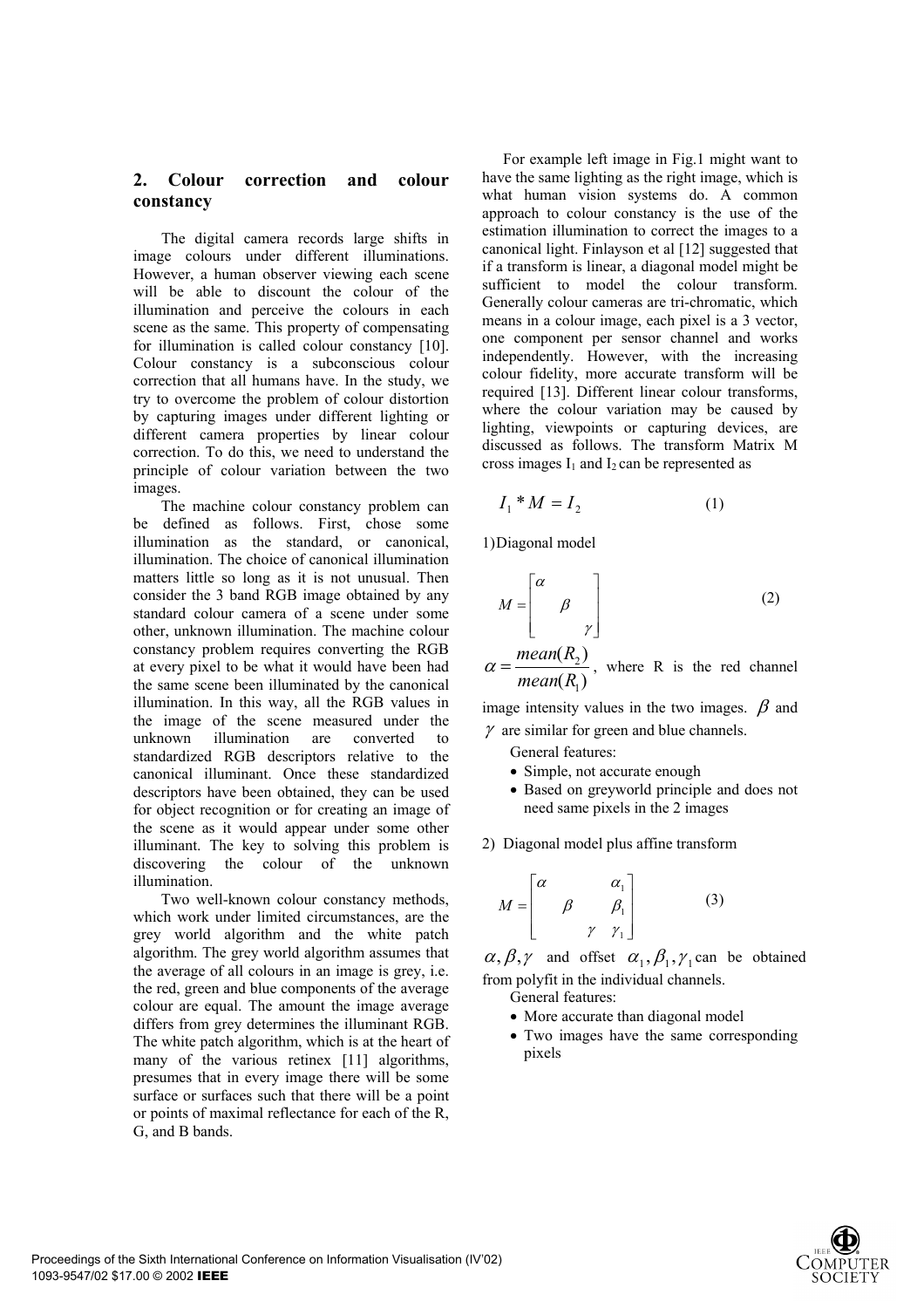## 2. Colour correction and colour constancy

The digital camera records large shifts in image colours under different illuminations. However, a human observer viewing each scene will be able to discount the colour of the illumination and perceive the colours in each scene as the same. This property of compensating for illumination is called colour constancy [10]. Colour constancy is a subconscious colour correction that all humans have. In the study, we try to overcome the problem of colour distortion by capturing images under different lighting or different camera properties by linear colour correction. To do this, we need to understand the principle of colour variation between the two images.

The machine colour constancy problem can be defined as follows. First, chose some illumination as the standard, or canonical, illumination. The choice of canonical illumination matters little so long as it is not unusual. Then consider the 3 band RGB image obtained by any standard colour camera of a scene under some other, unknown illumination. The machine colour constancy problem requires converting the RGB at every pixel to be what it would have been had the same scene been illuminated by the canonical illumination. In this way, all the RGB values in the image of the scene measured under the unknown illumination are converted to standardized RGB descriptors relative to the canonical illuminant. Once these standardized descriptors have been obtained, they can be used for object recognition or for creating an image of the scene as it would appear under some other illuminant. The key to solving this problem is discovering the colour of the unknown illumination.

Two well-known colour constancy methods, which work under limited circumstances, are the grey world algorithm and the white patch algorithm. The grey world algorithm assumes that the average of all colours in an image is grey, i.e. the red, green and blue components of the average colour are equal. The amount the image average differs from grey determines the illuminant RGB. The white patch algorithm, which is at the heart of many of the various retinex [11] algorithms, presumes that in every image there will be some surface or surfaces such that there will be a point or points of maximal reflectance for each of the R, G, and B bands.

For example left image in Fig.1 might want to have the same lighting as the right image, which is what human vision systems do. A common approach to colour constancy is the use of the estimation illumination to correct the images to a canonical light. Finlayson et al [12] suggested that if a transform is linear, a diagonal model might be sufficient to model the colour transform. Generally colour cameras are tri-chromatic, which means in a colour image, each pixel is a 3 vector, one component per sensor channel and works independently. However, with the increasing colour fidelity, more accurate transform will be required [13]. Different linear colour transforms, where the colour variation may be caused by lighting, viewpoints or capturing devices, are discussed as follows. The transform Matrix M cross images $I_1$ and $I_2$ can be represented as

$$I_1 * M = I_2 \qquad (1)$$

1) Diagonal model

$$M = \begin{bmatrix} \alpha & & \\ & \beta & \\ & & \gamma \end{bmatrix} \qquad (2)$$

$\alpha = \dfrac{mean(R_2)}{mean(R_1)}$, where R is the red channel image intensity values in the two images. $\beta$ and $\gamma$ are similar for green and blue channels.

General features:

- Simple, not accurate enough
- Based on greyworld principle and does not need same pixels in the 2 images

2) Diagonal model plus affine transform

$$M = \begin{bmatrix} \alpha & & & \alpha_1 \\ & \beta & & \beta_1 \\ & & \gamma & \gamma_1 \end{bmatrix} \qquad (3)$$

$\alpha, \beta, \gamma$ and offset $\alpha_1, \beta_1, \gamma_1$ can be obtained from polyfit in the individual channels.

General features:

- More accurate than diagonal model
- Two images have the same corresponding pixels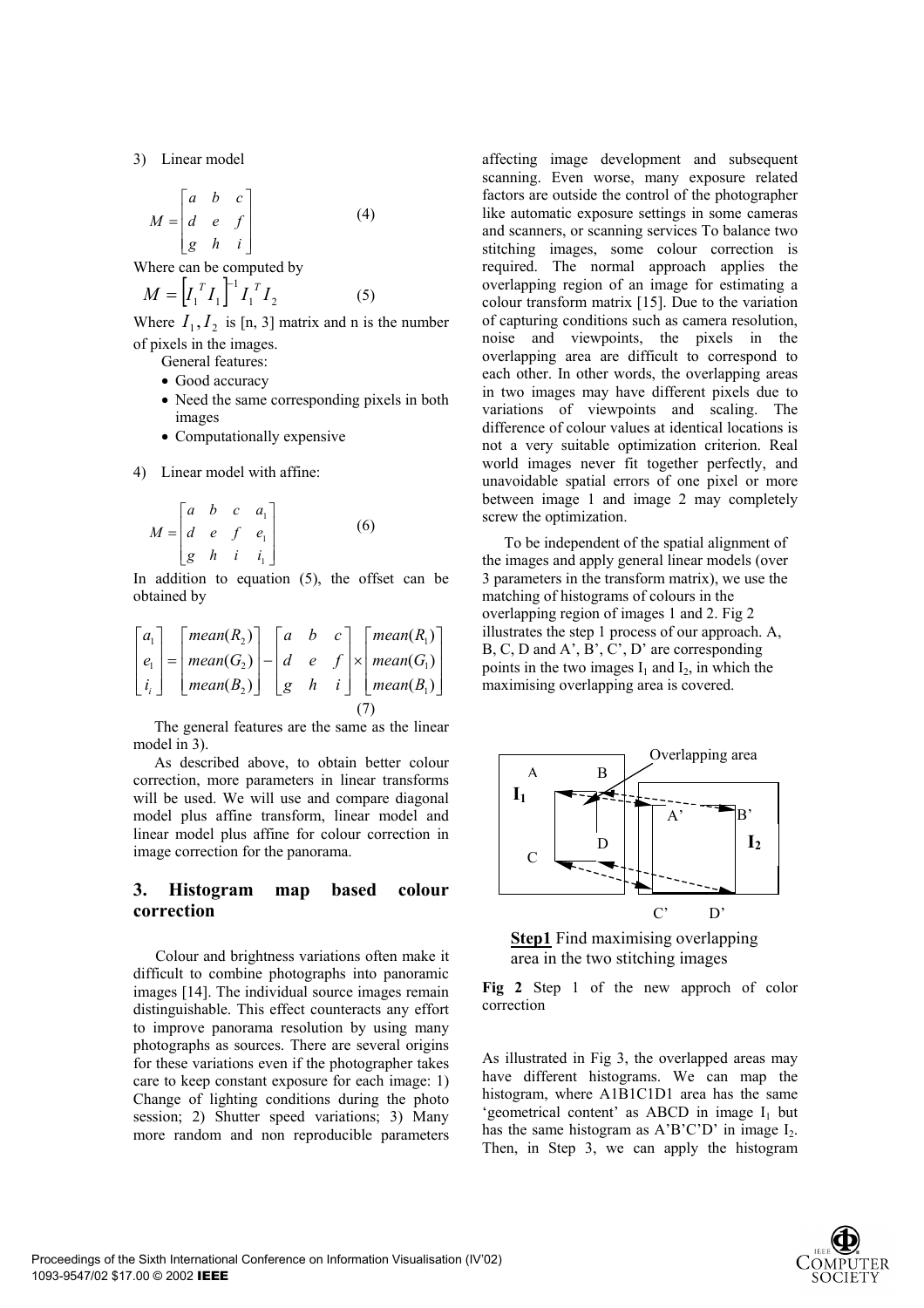3) Linear model

$$M = \begin{bmatrix} a & b & c \\ d & e & f \\ g & h & i \end{bmatrix} \quad (4)$$

Where can be computed by

$$M = \left[ I_1^T I_1 \right]^{-1} I_1^T I_2 \quad (5)$$

Where $I_1, I_2$ is [n, 3] matrix and n is the number of pixels in the images.

General features:

- Good accuracy
- Need the same corresponding pixels in both images
- Computationally expensive

4) Linear model with affine:

$$M = \begin{bmatrix} a & b & c & a_1 \\ d & e & f & e_1 \\ g & h & i & i_1 \end{bmatrix} \quad (6)$$

In addition to equation (5), the offset can be obtained by

$$\begin{bmatrix} a_1 \\ e_1 \\ i_i \end{bmatrix} = \begin{bmatrix} mean(R_2) \\ mean(G_2) \\ mean(B_2) \end{bmatrix} - \begin{bmatrix} a & b & c \\ d & e & f \\ g & h & i \end{bmatrix} \times \begin{bmatrix} mean(R_1) \\ mean(G_1) \\ mean(B_1) \end{bmatrix} \quad (7)$$

The general features are the same as the linear model in 3).

As described above, to obtain better colour correction, more parameters in linear transforms will be used. We will use and compare diagonal model plus affine transform, linear model and linear model plus affine for colour correction in image correction for the panorama.

## 3. Histogram map based colour correction

Colour and brightness variations often make it difficult to combine photographs into panoramic images [14]. The individual source images remain distinguishable. This effect counteracts any effort to improve panorama resolution by using many photographs as sources. There are several origins for these variations even if the photographer takes care to keep constant exposure for each image: 1) Change of lighting conditions during the photo session; 2) Shutter speed variations; 3) Many more random and non reproducible parameters affecting image development and subsequent scanning. Even worse, many exposure related factors are outside the control of the photographer like automatic exposure settings in some cameras and scanners, or scanning services To balance two stitching images, some colour correction is required. The normal approach applies the overlapping region of an image for estimating a colour transform matrix [15]. Due to the variation of capturing conditions such as camera resolution, noise and viewpoints, the pixels in the overlapping area are difficult to correspond to each other. In other words, the overlapping areas in two images may have different pixels due to variations of viewpoints and scaling. The difference of colour values at identical locations is not a very suitable optimization criterion. Real world images never fit together perfectly, and unavoidable spatial errors of one pixel or more between image 1 and image 2 may completely screw the optimization.

To be independent of the spatial alignment of the images and apply general linear models (over 3 parameters in the transform matrix), we use the matching of histograms of colours in the overlapping region of images 1 and 2. Fig 2 illustrates the step 1 process of our approach. A, B, C, D and A', B', C', D' are corresponding points in the two images $I_1$ and $I_2$, in which the maximising overlapping area is covered.

**Step1** Find maximising overlapping area in the two stitching images

**Fig 2** Step 1 of the new approch of color correction

As illustrated in Fig 3, the overlapped areas may have different histograms. We can map the histogram, where A1B1C1D1 area has the same 'geometrical content' as ABCD in image $I_1$ but has the same histogram as A'B'C'D' in image $I_2$. Then, in Step 3, we can apply the histogram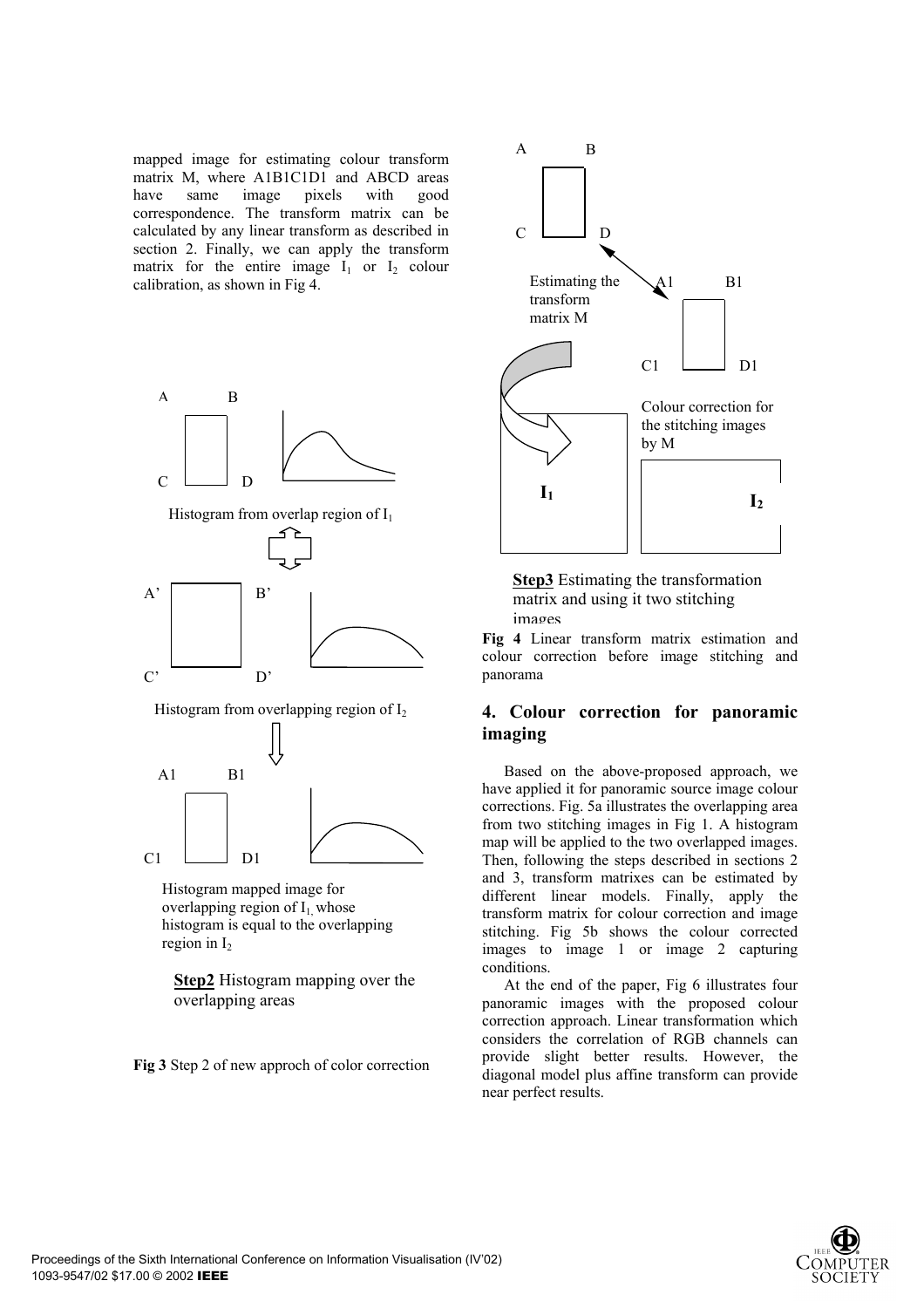mapped image for estimating colour transform matrix M, where A1B1C1D1 and ABCD areas have same image pixels with good correspondence. The transform matrix can be calculated by any linear transform as described in section 2. Finally, we can apply the transform matrix for the entire image $I_1$ or $I_2$ colour calibration, as shown in Fig 4.

Histogram from overlap region of $I_1$

Histogram from overlapping region of $I_2$

Histogram mapped image for overlapping region of $I_1$, whose histogram is equal to the overlapping region in $I_2$

**Step2** Histogram mapping over the overlapping areas

**Fig 3** Step 2 of new approch of color correction

Estimating the transform matrix M

Colour correction for the stitching images by M

**Step3** Estimating the transformation matrix and using it two stitching images

**Fig 4** Linear transform matrix estimation and colour correction before image stitching and panorama

## 4. Colour correction for panoramic imaging

Based on the above-proposed approach, we have applied it for panoramic source image colour corrections. Fig. 5a illustrates the overlapping area from two stitching images in Fig 1. A histogram map will be applied to the two overlapped images. Then, following the steps described in sections 2 and 3, transform matrixes can be estimated by different linear models. Finally, apply the transform matrix for colour correction and image stitching. Fig 5b shows the colour corrected images to image 1 or image 2 capturing conditions.

At the end of the paper, Fig 6 illustrates four panoramic images with the proposed colour correction approach. Linear transformation which considers the correlation of RGB channels can provide slight better results. However, the diagonal model plus affine transform can provide near perfect results.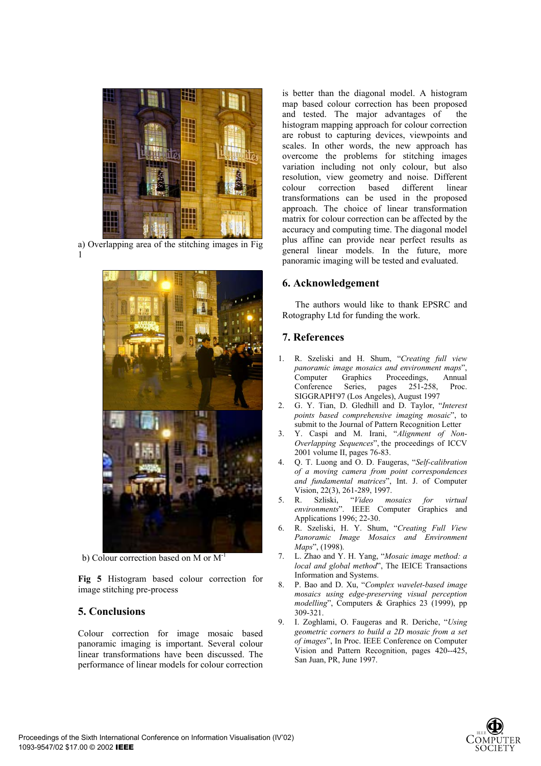a) Overlapping area of the stitching images in Fig 1

b) Colour correction based on M or $M^{-1}$

**Fig 5** Histogram based colour correction for image stitching pre-process

## 5. Conclusions

Colour correction for image mosaic based panoramic imaging is important. Several colour linear transformations have been discussed. The performance of linear models for colour correction is better than the diagonal model. A histogram map based colour correction has been proposed and tested. The major advantages of the histogram mapping approach for colour correction are robust to capturing devices, viewpoints and scales. In other words, the new approach has overcome the problems for stitching images variation including not only colour, but also resolution, view geometry and noise. Different colour correction based different linear transformations can be used in the proposed approach. The choice of linear transformation matrix for colour correction can be affected by the accuracy and computing time. The diagonal model plus affine can provide near perfect results as general linear models. In the future, more panoramic imaging will be tested and evaluated.

## 6. Acknowledgement

The authors would like to thank EPSRC and Rotography Ltd for funding the work.

## 7. References

1. R. Szeliski and H. Shum, "*Creating full view panoramic image mosaics and environment maps*", Computer Graphics Proceedings, Annual Conference Series, pages 251-258, Proc. SIGGRAPH'97 (Los Angeles), August 1997
2. G. Y. Tian, D. Gledhill and D. Taylor, "*Interest points based comprehensive imaging mosaic*", to submit to the Journal of Pattern Recognition Letter
3. Y. Caspi and M. Irani, "*Alignment of Non-Overlapping Sequences*", the proceedings of ICCV 2001 volume II, pages 76-83.
4. Q. T. Luong and O. D. Faugeras, "*Self-calibration of a moving camera from point correspondences and fundamental matrices*", Int. J. of Computer Vision, 22(3), 261-289, 1997.
5. R. Szliski, "*Video mosaics for virtual environments*". IEEE Computer Graphics and Applications 1996; 22-30.
6. R. Szeliski, H. Y. Shum, "*Creating Full View Panoramic Image Mosaics and Environment Maps*", (1998).
7. L. Zhao and Y. H. Yang, "*Mosaic image method: a local and global method*", The IEICE Transactions Information and Systems.
8. P. Bao and D. Xu, "*Complex wavelet-based image mosaics using edge-preserving visual perception modelling*", Computers & Graphics 23 (1999), pp 309-321.
9. I. Zoghlami, O. Faugeras and R. Deriche, "*Using geometric corners to build a 2D mosaic from a set of images*", In Proc. IEEE Conference on Computer Vision and Pattern Recognition, pages 420--425, San Juan, PR, June 1997.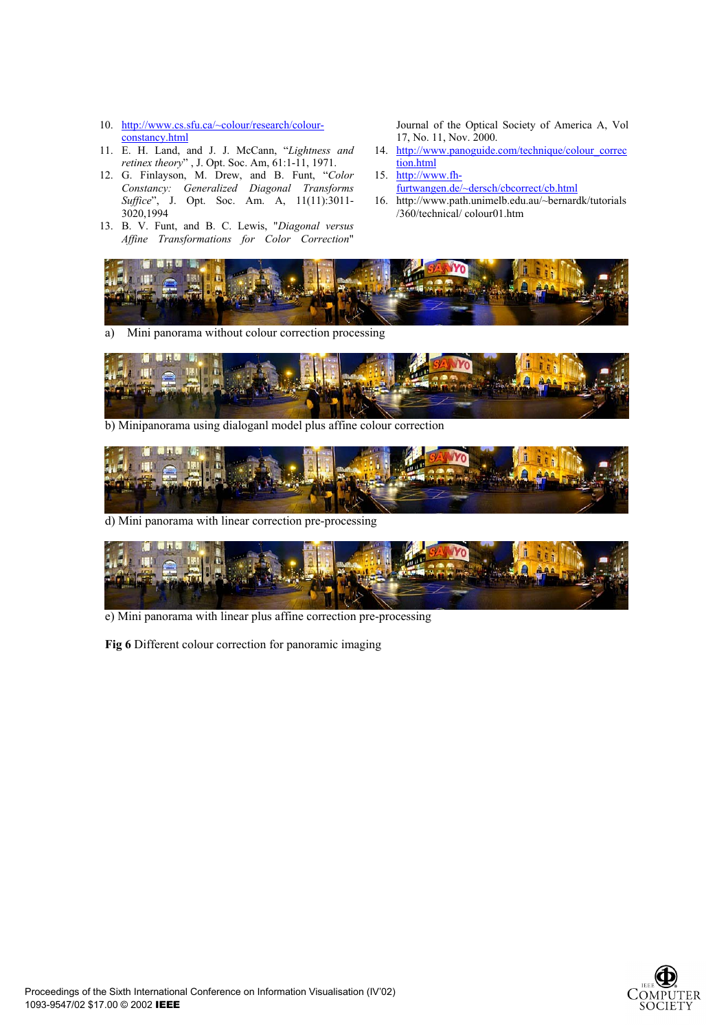10. http://www.cs.sfu.ca/~colour/research/colour-constancy.html
11. E. H. Land, and J. J. McCann, "*Lightness and retinex theory*" , J. Opt. Soc. Am, 61:1-11, 1971.
12. G. Finlayson, M. Drew, and B. Funt, "*Color Constancy: Generalized Diagonal Transforms Suffice*", J. Opt. Soc. Am. A, 11(11):3011-3020,1994
13. B. V. Funt, and B. C. Lewis, "*Diagonal versus Affine Transformations for Color Correction*" Journal of the Optical Society of America A, Vol 17, No. 11, Nov. 2000.
14. http://www.panoguide.com/technique/colour_correction.html
15. http://www.fh-furtwangen.de/~dersch/cbcorrect/cb.html
16. http://www.path.unimelb.edu.au/~bernardk/tutorials/360/technical/ colour01.htm

a) Mini panorama without colour correction processing

b) Minipanorama using dialoganl model plus affine colour correction

d) Mini panorama with linear correction pre-processing

e) Mini panorama with linear plus affine correction pre-processing

**Fig 6** Different colour correction for panoramic imaging